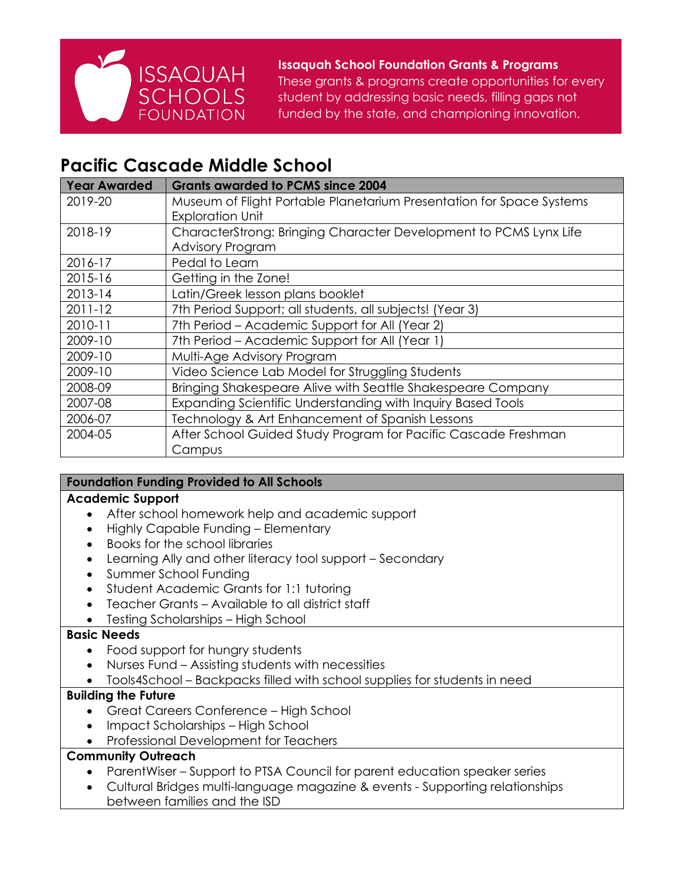ISSAQUAH SCHOOLS FOUNDATION

**Issaquah School Foundation Grants & Programs**

These grants & programs create opportunities for every student by addressing basic needs, filling gaps not funded by the state, and championing innovation.

# Pacific Cascade Middle School

| Year Awarded | Grants awarded to PCMS since 2004 |
|---|---|
| 2019-20 | Museum of Flight Portable Planetarium Presentation for Space Systems Exploration Unit |
| 2018-19 | CharacterStrong: Bringing Character Development to PCMS Lynx Life Advisory Program |
| 2016-17 | Pedal to Learn |
| 2015-16 | Getting in the Zone! |
| 2013-14 | Latin/Greek lesson plans booklet |
| 2011-12 | 7th Period Support; all students, all subjects! (Year 3) |
| 2010-11 | 7th Period – Academic Support for All (Year 2) |
| 2009-10 | 7th Period – Academic Support for All (Year 1) |
| 2009-10 | Multi-Age Advisory Program |
| 2009-10 | Video Science Lab Model for Struggling Students |
| 2008-09 | Bringing Shakespeare Alive with Seattle Shakespeare Company |
| 2007-08 | Expanding Scientific Understanding with Inquiry Based Tools |
| 2006-07 | Technology & Art Enhancement of Spanish Lessons |
| 2004-05 | After School Guided Study Program for Pacific Cascade Freshman Campus |

**Foundation Funding Provided to All Schools**

**Academic Support**

- After school homework help and academic support
- Highly Capable Funding – Elementary
- Books for the school libraries
- Learning Ally and other literacy tool support – Secondary
- Summer School Funding
- Student Academic Grants for 1:1 tutoring
- Teacher Grants – Available to all district staff
- Testing Scholarships – High School

**Basic Needs**

- Food support for hungry students
- Nurses Fund – Assisting students with necessities
- Tools4School – Backpacks filled with school supplies for students in need

**Building the Future**

- Great Careers Conference – High School
- Impact Scholarships – High School
- Professional Development for Teachers

**Community Outreach**

- ParentWiser – Support to PTSA Council for parent education speaker series
- Cultural Bridges multi-language magazine & events - Supporting relationships between families and the ISD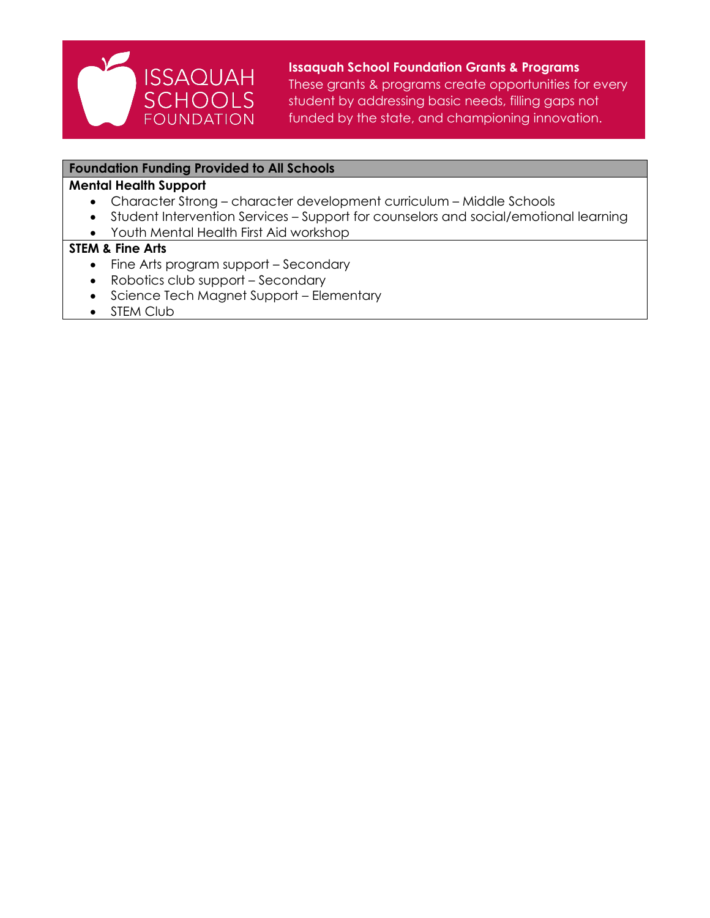ISSAQUAH SCHOOLS FOUNDATION

**Issaquah School Foundation Grants & Programs**
These grants & programs create opportunities for every student by addressing basic needs, filling gaps not funded by the state, and championing innovation.

## Foundation Funding Provided to All Schools

**Mental Health Support**

- Character Strong – character development curriculum – Middle Schools
- Student Intervention Services – Support for counselors and social/emotional learning
- Youth Mental Health First Aid workshop

**STEM & Fine Arts**

- Fine Arts program support – Secondary
- Robotics club support – Secondary
- Science Tech Magnet Support – Elementary
- STEM Club